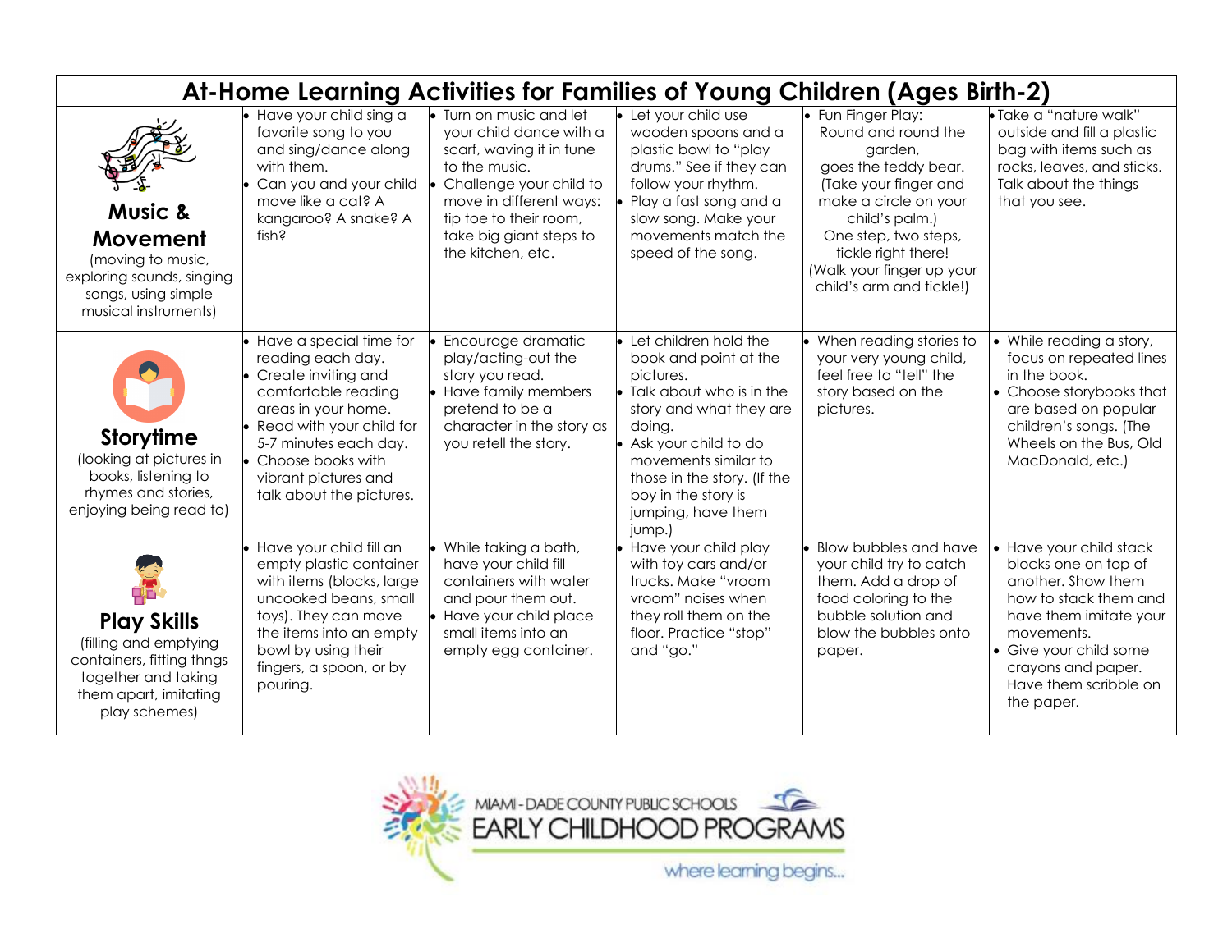# At-Home Learning Activities for Families of Young Children (Ages Birth-2)

| | | | | | |
|---|---|---|---|---|---|
| **Music & Movement** (moving to music, exploring sounds, singing songs, using simple musical instruments) | • Have your child sing a favorite song to you and sing/dance along with them. • Can you and your child move like a cat? A kangaroo? A snake? A fish? | • Turn on music and let your child dance with a scarf, waving it in tune to the music. • Challenge your child to move in different ways: tip toe to their room, take big giant steps to the kitchen, etc. | • Let your child use wooden spoons and a plastic bowl to "play drums." See if they can follow your rhythm. • Play a fast song and a slow song. Make your movements match the speed of the song. | • Fun Finger Play: Round and round the garden, goes the teddy bear. (Take your finger and make a circle on your child's palm.) One step, two steps, tickle right there! (Walk your finger up your child's arm and tickle!) | • Take a "nature walk" outside and fill a plastic bag with items such as rocks, leaves, and sticks. Talk about the things that you see. |
| **Storytime** (looking at pictures in books, listening to rhymes and stories, enjoying being read to) | • Have a special time for reading each day. • Create inviting and comfortable reading areas in your home. • Read with your child for 5-7 minutes each day. • Choose books with vibrant pictures and talk about the pictures. | • Encourage dramatic play/acting-out the story you read. • Have family members pretend to be a character in the story as you retell the story. | • Let children hold the book and point at the pictures. • Talk about who is in the story and what they are doing. • Ask your child to do movements similar to those in the story. (If the boy in the story is jumping, have them jump.) | • When reading stories to your very young child, feel free to "tell" the story based on the pictures. | • While reading a story, focus on repeated lines in the book. • Choose storybooks that are based on popular children's songs. (The Wheels on the Bus, Old MacDonald, etc.) |
| **Play Skills** (filling and emptying containers, fitting thngs together and taking them apart, imitating play schemes) | • Have your child fill an empty plastic container with items (blocks, large uncooked beans, small toys). They can move the items into an empty bowl by using their fingers, a spoon, or by pouring. | • While taking a bath, have your child fill containers with water and pour them out. • Have your child place small items into an empty egg container. | • Have your child play with toy cars and/or trucks. Make "vroom vroom" noises when they roll them on the floor. Practice "stop" and "go." | • Blow bubbles and have your child try to catch them. Add a drop of food coloring to the bubble solution and blow the bubbles onto paper. | • Have your child stack blocks one on top of another. Show them how to stack them and have them imitate your movements. • Give your child some crayons and paper. Have them scribble on the paper. |

MIAMI-DADE COUNTY PUBLIC SCHOOLS
EARLY CHILDHOOD PROGRAMS
where learning begins...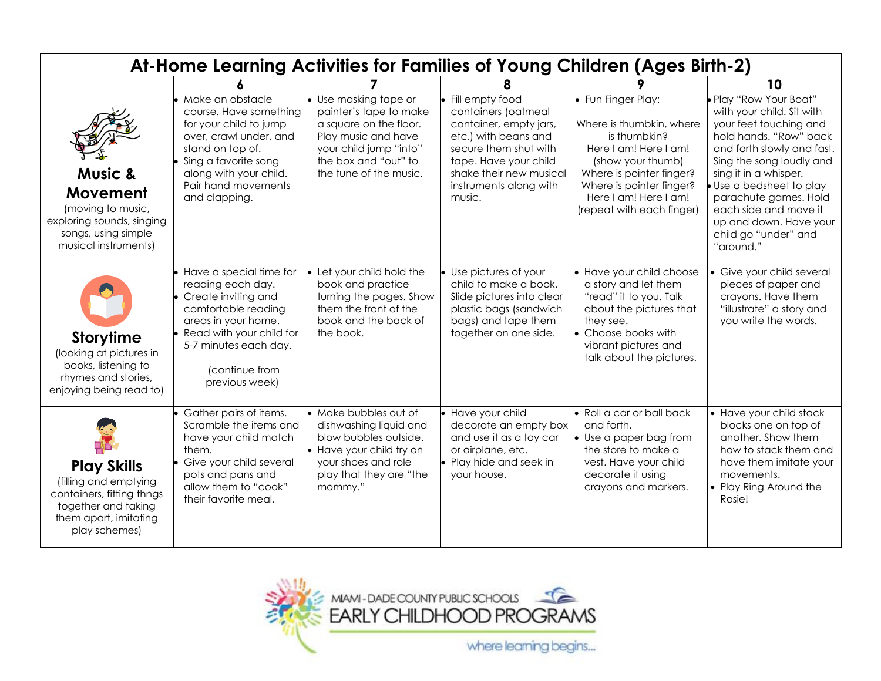# At-Home Learning Activities for Families of Young Children (Ages Birth-2)

| | 6 | 7 | 8 | 9 | 10 |
|---|---|---|---|---|---|
| **Music & Movement** (moving to music, exploring sounds, singing songs, using simple musical instruments) | • Make an obstacle course. Have something for your child to jump over, crawl under, and stand on top of.<br>• Sing a favorite song along with your child. Pair hand movements and clapping. | • Use masking tape or painter's tape to make a square on the floor. Play music and have your child jump "into" the box and "out" to the tune of the music. | • Fill empty food containers (oatmeal container, empty jars, etc.) with beans and secure them shut with tape. Have your child shake their new musical instruments along with music. | • Fun Finger Play:<br><br>Where is thumbkin, where is thumbkin?<br>Here I am! Here I am!<br>(show your thumb)<br>Where is pointer finger?<br>Where is pointer finger?<br>Here I am! Here I am!<br>(repeat with each finger) | • Play "Row Your Boat" with your child. Sit with your feet touching and hold hands. "Row" back and forth slowly and fast. Sing the song loudly and sing it in a whisper.<br>• Use a bedsheet to play parachute games. Hold each side and move it up and down. Have your child go "under" and "around." |
| **Storytime** (looking at pictures in books, listening to rhymes and stories, enjoying being read to) | • Have a special time for reading each day.<br>• Create inviting and comfortable reading areas in your home.<br>• Read with your child for 5-7 minutes each day.<br><br>(continue from previous week) | • Let your child hold the book and practice turning the pages. Show them the front of the book and the back of the book. | • Use pictures of your child to make a book. Slide pictures into clear plastic bags (sandwich bags) and tape them together on one side. | • Have your child choose a story and let them "read" it to you. Talk about the pictures that they see.<br>• Choose books with vibrant pictures and talk about the pictures. | • Give your child several pieces of paper and crayons. Have them "illustrate" a story and you write the words. |
| **Play Skills** (filling and emptying containers, fitting thngs together and taking them apart, imitating play schemes) | • Gather pairs of items. Scramble the items and have your child match them.<br>• Give your child several pots and pans and allow them to "cook" their favorite meal. | • Make bubbles out of dishwashing liquid and blow bubbles outside.<br>• Have your child try on your shoes and role play that they are "the mommy." | • Have your child decorate an empty box and use it as a toy car or airplane, etc.<br>• Play hide and seek in your house. | • Roll a car or ball back and forth.<br>• Use a paper bag from the store to make a vest. Have your child decorate it using crayons and markers. | • Have your child stack blocks one on top of another. Show them how to stack them and have them imitate your movements.<br>• Play Ring Around the Rosie! |

MIAMI-DADE COUNTY PUBLIC SCHOOLS
EARLY CHILDHOOD PROGRAMS
where learning begins...